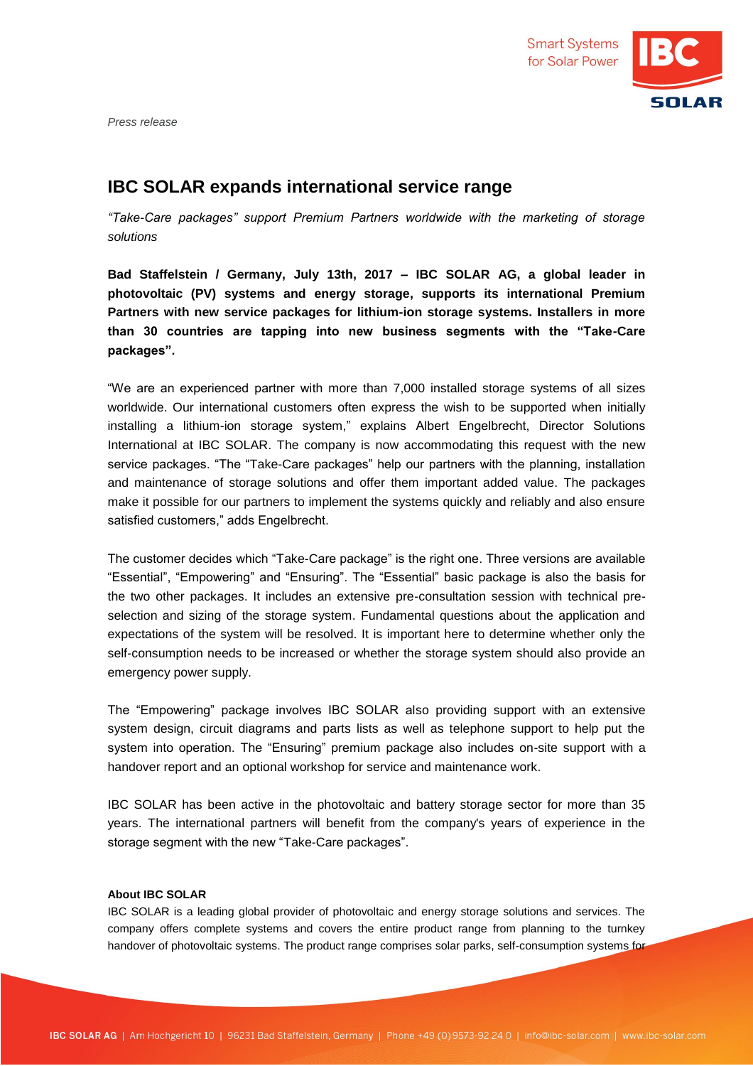*Press release*

# IBC SOLAR expands international service range

*"Take-Care packages" support Premium Partners worldwide with the marketing of storage solutions*

**Bad Staffelstein / Germany, July 13th, 2017 – IBC SOLAR AG, a global leader in photovoltaic (PV) systems and energy storage, supports its international Premium Partners with new service packages for lithium-ion storage systems. Installers in more than 30 countries are tapping into new business segments with the "Take-Care packages".**

"We are an experienced partner with more than 7,000 installed storage systems of all sizes worldwide. Our international customers often express the wish to be supported when initially installing a lithium-ion storage system," explains Albert Engelbrecht, Director Solutions International at IBC SOLAR. The company is now accommodating this request with the new service packages. "The "Take-Care packages" help our partners with the planning, installation and maintenance of storage solutions and offer them important added value. The packages make it possible for our partners to implement the systems quickly and reliably and also ensure satisfied customers," adds Engelbrecht.

The customer decides which "Take-Care package" is the right one. Three versions are available "Essential", "Empowering" and "Ensuring". The "Essential" basic package is also the basis for the two other packages. It includes an extensive pre-consultation session with technical pre-selection and sizing of the storage system. Fundamental questions about the application and expectations of the system will be resolved. It is important here to determine whether only the self-consumption needs to be increased or whether the storage system should also provide an emergency power supply.

The "Empowering" package involves IBC SOLAR also providing support with an extensive system design, circuit diagrams and parts lists as well as telephone support to help put the system into operation. The "Ensuring" premium package also includes on-site support with a handover report and an optional workshop for service and maintenance work.

IBC SOLAR has been active in the photovoltaic and battery storage sector for more than 35 years. The international partners will benefit from the company's years of experience in the storage segment with the new "Take-Care packages".

**About IBC SOLAR**

IBC SOLAR is a leading global provider of photovoltaic and energy storage solutions and services. The company offers complete systems and covers the entire product range from planning to the turnkey handover of photovoltaic systems. The product range comprises solar parks, self-consumption systems for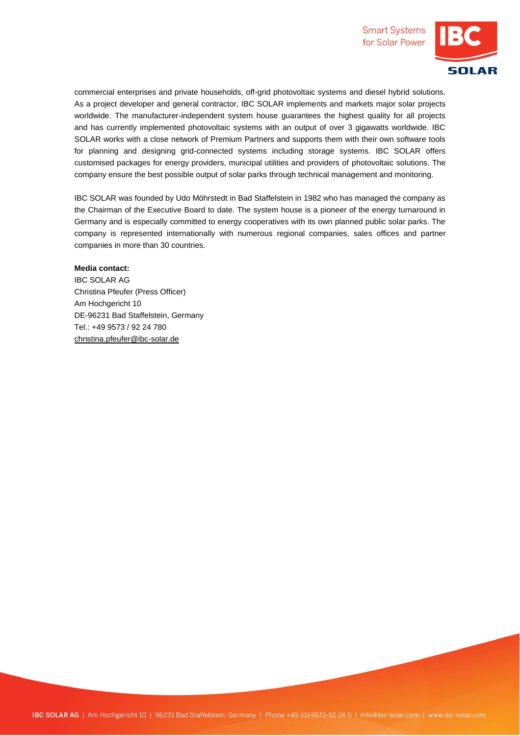commercial enterprises and private households, off-grid photovoltaic systems and diesel hybrid solutions. As a project developer and general contractor, IBC SOLAR implements and markets major solar projects worldwide. The manufacturer-independent system house guarantees the highest quality for all projects and has currently implemented photovoltaic systems with an output of over 3 gigawatts worldwide. IBC SOLAR works with a close network of Premium Partners and supports them with their own software tools for planning and designing grid-connected systems including storage systems. IBC SOLAR offers customised packages for energy providers, municipal utilities and providers of photovoltaic solutions. The company ensure the best possible output of solar parks through technical management and monitoring.

IBC SOLAR was founded by Udo Möhrstedt in Bad Staffelstein in 1982 who has managed the company as the Chairman of the Executive Board to date. The system house is a pioneer of the energy turnaround in Germany and is especially committed to energy cooperatives with its own planned public solar parks. The company is represented internationally with numerous regional companies, sales offices and partner companies in more than 30 countries.

**Media contact:**
IBC SOLAR AG
Christina Pfeufer (Press Officer)
Am Hochgericht 10
DE-96231 Bad Staffelstein, Germany
Tel.: +49 9573 / 92 24 780
christina.pfeufer@ibc-solar.de